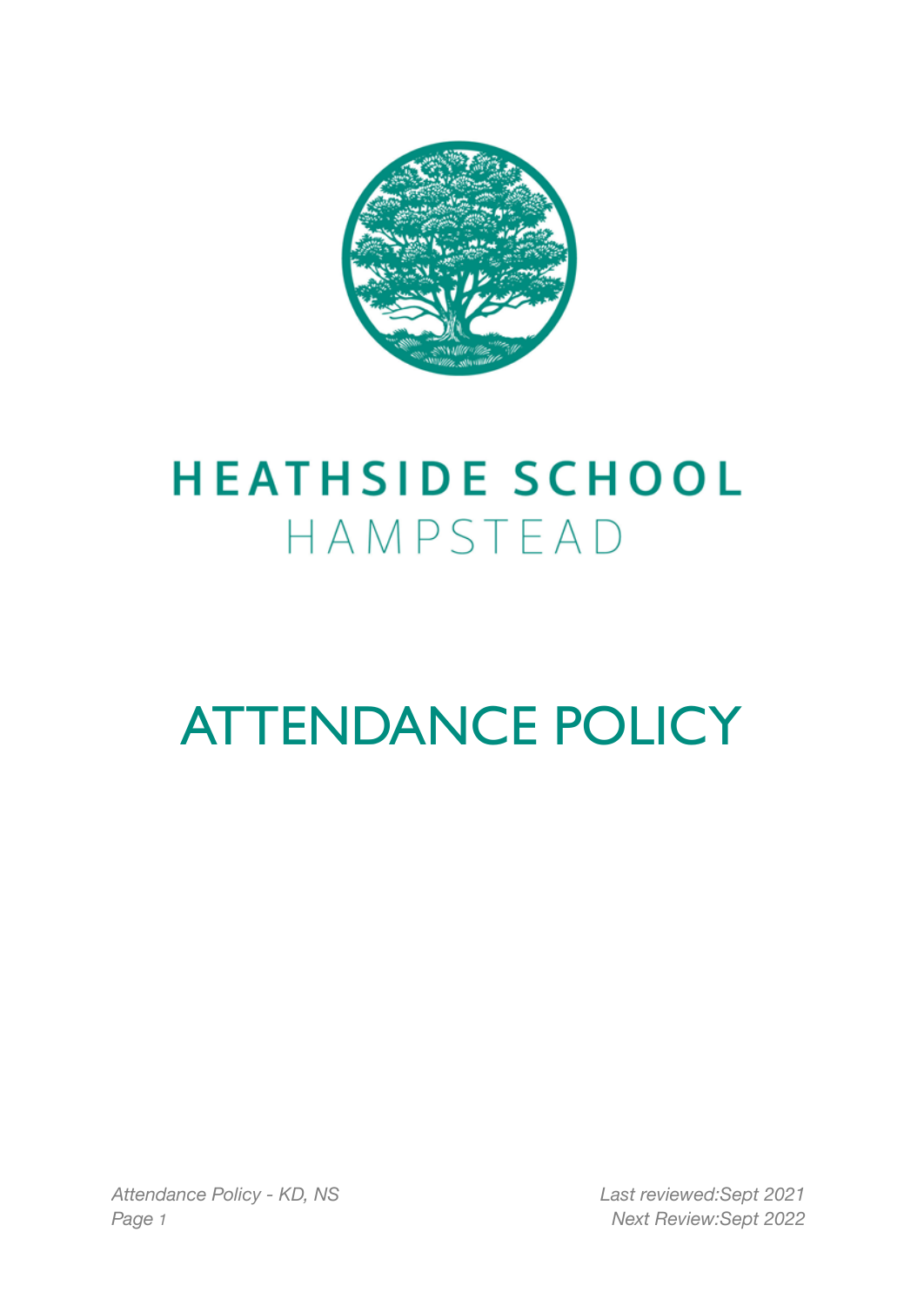# HEATHSIDE SCHOOL
HAMPSTEAD

# ATTENDANCE POLICY

*Attendance Policy - KD, NS*

*Last reviewed:Sept 2021*
*Next Review:Sept 2022*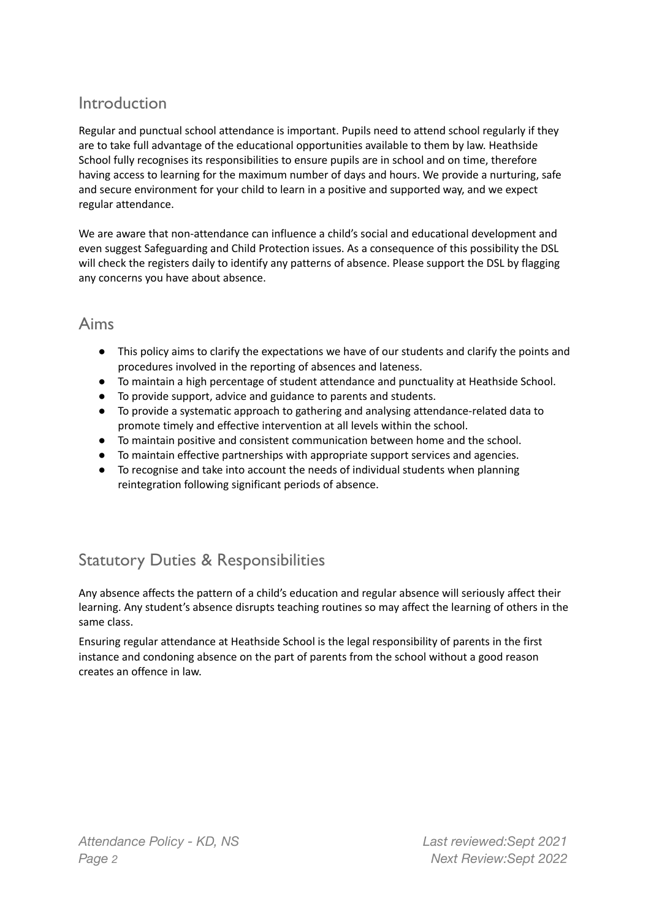## Introduction

Regular and punctual school attendance is important. Pupils need to attend school regularly if they are to take full advantage of the educational opportunities available to them by law. Heathside School fully recognises its responsibilities to ensure pupils are in school and on time, therefore having access to learning for the maximum number of days and hours. We provide a nurturing, safe and secure environment for your child to learn in a positive and supported way, and we expect regular attendance.

We are aware that non-attendance can influence a child's social and educational development and even suggest Safeguarding and Child Protection issues. As a consequence of this possibility the DSL will check the registers daily to identify any patterns of absence. Please support the DSL by flagging any concerns you have about absence.

## Aims

- This policy aims to clarify the expectations we have of our students and clarify the points and procedures involved in the reporting of absences and lateness.
- To maintain a high percentage of student attendance and punctuality at Heathside School.
- To provide support, advice and guidance to parents and students.
- To provide a systematic approach to gathering and analysing attendance-related data to promote timely and effective intervention at all levels within the school.
- To maintain positive and consistent communication between home and the school.
- To maintain effective partnerships with appropriate support services and agencies.
- To recognise and take into account the needs of individual students when planning reintegration following significant periods of absence.

## Statutory Duties & Responsibilities

Any absence affects the pattern of a child's education and regular absence will seriously affect their learning. Any student's absence disrupts teaching routines so may affect the learning of others in the same class.

Ensuring regular attendance at Heathside School is the legal responsibility of parents in the first instance and condoning absence on the part of parents from the school without a good reason creates an offence in law.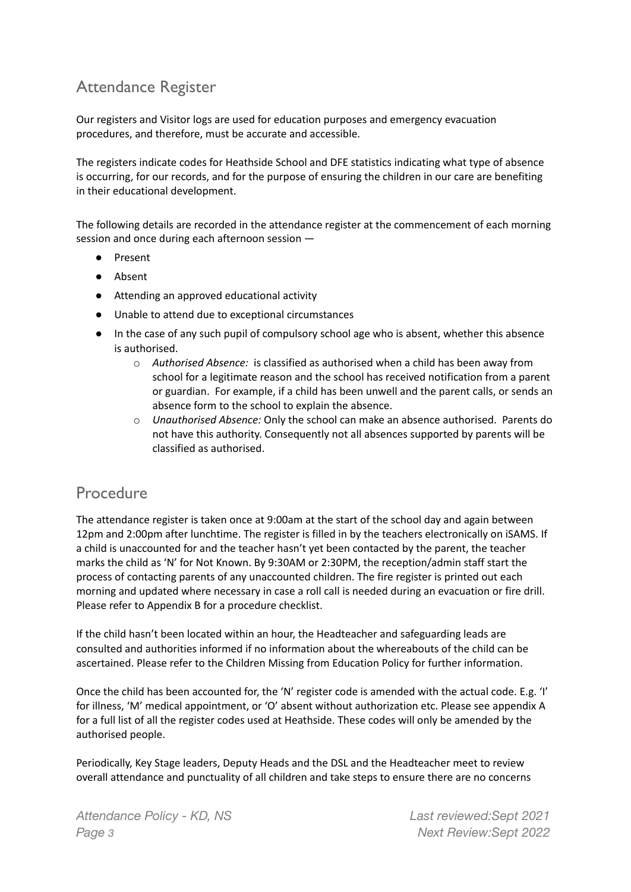## Attendance Register

Our registers and Visitor logs are used for education purposes and emergency evacuation procedures, and therefore, must be accurate and accessible.

The registers indicate codes for Heathside School and DFE statistics indicating what type of absence is occurring, for our records, and for the purpose of ensuring the children in our care are benefiting in their educational development.

The following details are recorded in the attendance register at the commencement of each morning session and once during each afternoon session —

- Present
- Absent
- Attending an approved educational activity
- Unable to attend due to exceptional circumstances
- In the case of any such pupil of compulsory school age who is absent, whether this absence is authorised.
    - *Authorised Absence:* is classified as authorised when a child has been away from school for a legitimate reason and the school has received notification from a parent or guardian. For example, if a child has been unwell and the parent calls, or sends an absence form to the school to explain the absence.
    - *Unauthorised Absence:* Only the school can make an absence authorised. Parents do not have this authority. Consequently not all absences supported by parents will be classified as authorised.

## Procedure

The attendance register is taken once at 9:00am at the start of the school day and again between 12pm and 2:00pm after lunchtime. The register is filled in by the teachers electronically on iSAMS. If a child is unaccounted for and the teacher hasn't yet been contacted by the parent, the teacher marks the child as 'N' for Not Known. By 9:30AM or 2:30PM, the reception/admin staff start the process of contacting parents of any unaccounted children. The fire register is printed out each morning and updated where necessary in case a roll call is needed during an evacuation or fire drill. Please refer to Appendix B for a procedure checklist.

If the child hasn't been located within an hour, the Headteacher and safeguarding leads are consulted and authorities informed if no information about the whereabouts of the child can be ascertained. Please refer to the Children Missing from Education Policy for further information.

Once the child has been accounted for, the 'N' register code is amended with the actual code. E.g. 'I' for illness, 'M' medical appointment, or 'O' absent without authorization etc. Please see appendix A for a full list of all the register codes used at Heathside. These codes will only be amended by the authorised people.

Periodically, Key Stage leaders, Deputy Heads and the DSL and the Headteacher meet to review overall attendance and punctuality of all children and take steps to ensure there are no concerns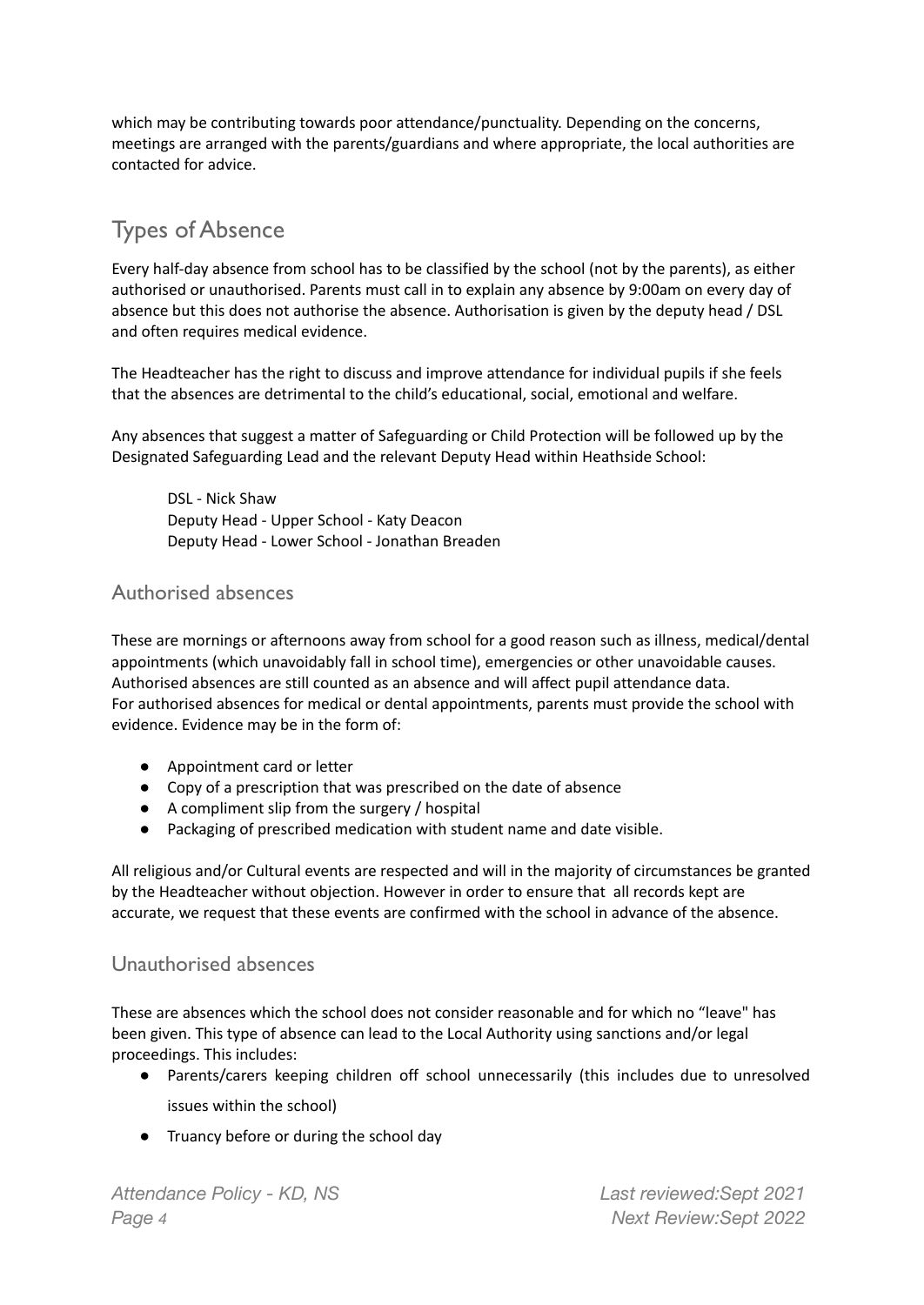which may be contributing towards poor attendance/punctuality. Depending on the concerns, meetings are arranged with the parents/guardians and where appropriate, the local authorities are contacted for advice.

## Types of Absence

Every half-day absence from school has to be classified by the school (not by the parents), as either authorised or unauthorised. Parents must call in to explain any absence by 9:00am on every day of absence but this does not authorise the absence. Authorisation is given by the deputy head / DSL and often requires medical evidence.

The Headteacher has the right to discuss and improve attendance for individual pupils if she feels that the absences are detrimental to the child's educational, social, emotional and welfare.

Any absences that suggest a matter of Safeguarding or Child Protection will be followed up by the Designated Safeguarding Lead and the relevant Deputy Head within Heathside School:

DSL - Nick Shaw
Deputy Head - Upper School - Katy Deacon
Deputy Head - Lower School - Jonathan Breaden

### Authorised absences

These are mornings or afternoons away from school for a good reason such as illness, medical/dental appointments (which unavoidably fall in school time), emergencies or other unavoidable causes. Authorised absences are still counted as an absence and will affect pupil attendance data.
For authorised absences for medical or dental appointments, parents must provide the school with evidence. Evidence may be in the form of:

- Appointment card or letter
- Copy of a prescription that was prescribed on the date of absence
- A compliment slip from the surgery / hospital
- Packaging of prescribed medication with student name and date visible.

All religious and/or Cultural events are respected and will in the majority of circumstances be granted by the Headteacher without objection. However in order to ensure that all records kept are accurate, we request that these events are confirmed with the school in advance of the absence.

### Unauthorised absences

These are absences which the school does not consider reasonable and for which no "leave" has been given. This type of absence can lead to the Local Authority using sanctions and/or legal proceedings. This includes:

- Parents/carers keeping children off school unnecessarily (this includes due to unresolved issues within the school)
- Truancy before or during the school day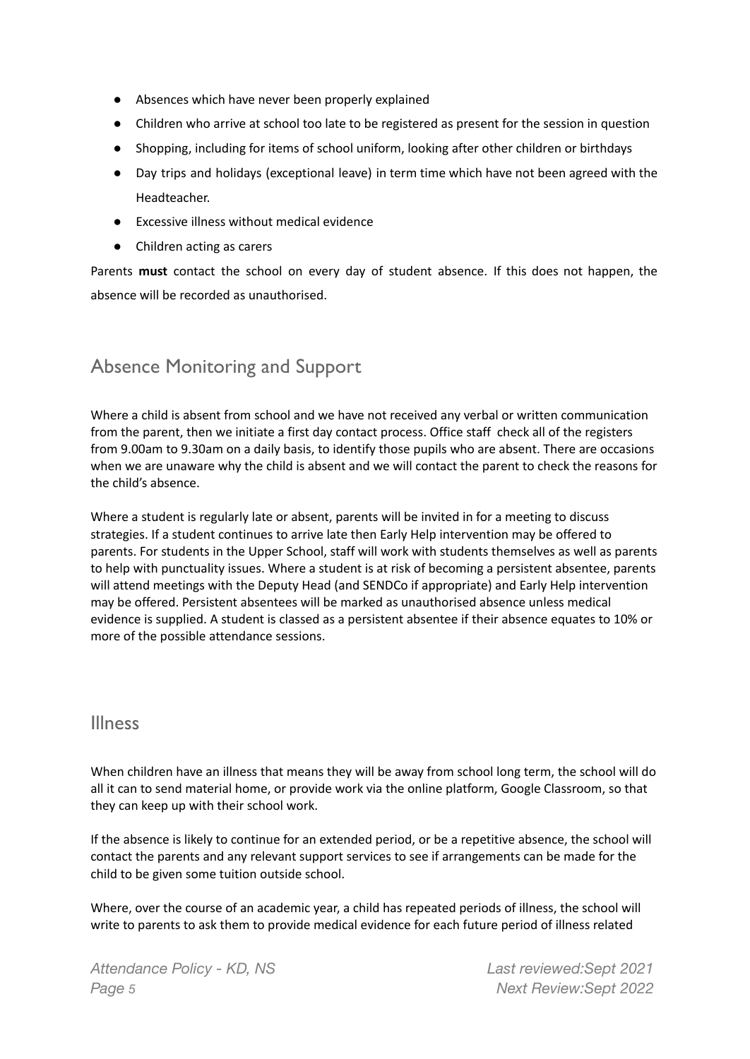- Absences which have never been properly explained
- Children who arrive at school too late to be registered as present for the session in question
- Shopping, including for items of school uniform, looking after other children or birthdays
- Day trips and holidays (exceptional leave) in term time which have not been agreed with the Headteacher.
- Excessive illness without medical evidence
- Children acting as carers

Parents **must** contact the school on every day of student absence. If this does not happen, the absence will be recorded as unauthorised.

## Absence Monitoring and Support

Where a child is absent from school and we have not received any verbal or written communication from the parent, then we initiate a first day contact process. Office staff check all of the registers from 9.00am to 9.30am on a daily basis, to identify those pupils who are absent. There are occasions when we are unaware why the child is absent and we will contact the parent to check the reasons for the child's absence.

Where a student is regularly late or absent, parents will be invited in for a meeting to discuss strategies. If a student continues to arrive late then Early Help intervention may be offered to parents. For students in the Upper School, staff will work with students themselves as well as parents to help with punctuality issues. Where a student is at risk of becoming a persistent absentee, parents will attend meetings with the Deputy Head (and SENDCo if appropriate) and Early Help intervention may be offered. Persistent absentees will be marked as unauthorised absence unless medical evidence is supplied. A student is classed as a persistent absentee if their absence equates to 10% or more of the possible attendance sessions.

## Illness

When children have an illness that means they will be away from school long term, the school will do all it can to send material home, or provide work via the online platform, Google Classroom, so that they can keep up with their school work.

If the absence is likely to continue for an extended period, or be a repetitive absence, the school will contact the parents and any relevant support services to see if arrangements can be made for the child to be given some tuition outside school.

Where, over the course of an academic year, a child has repeated periods of illness, the school will write to parents to ask them to provide medical evidence for each future period of illness related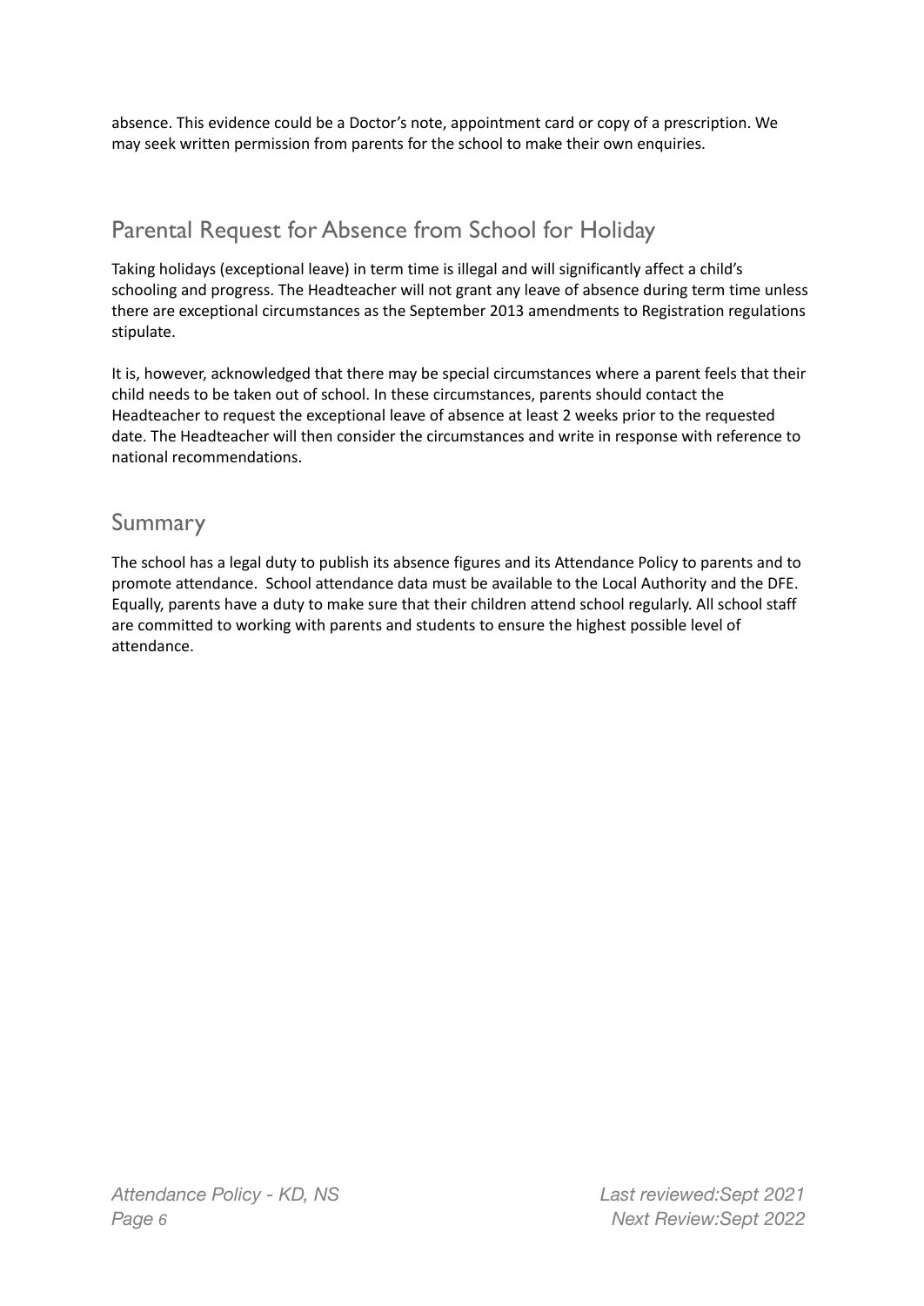absence. This evidence could be a Doctor's note, appointment card or copy of a prescription. We may seek written permission from parents for the school to make their own enquiries.

## Parental Request for Absence from School for Holiday

Taking holidays (exceptional leave) in term time is illegal and will significantly affect a child's schooling and progress. The Headteacher will not grant any leave of absence during term time unless there are exceptional circumstances as the September 2013 amendments to Registration regulations stipulate.

It is, however, acknowledged that there may be special circumstances where a parent feels that their child needs to be taken out of school. In these circumstances, parents should contact the Headteacher to request the exceptional leave of absence at least 2 weeks prior to the requested date. The Headteacher will then consider the circumstances and write in response with reference to national recommendations.

## Summary

The school has a legal duty to publish its absence figures and its Attendance Policy to parents and to promote attendance. School attendance data must be available to the Local Authority and the DFE. Equally, parents have a duty to make sure that their children attend school regularly. All school staff are committed to working with parents and students to ensure the highest possible level of attendance.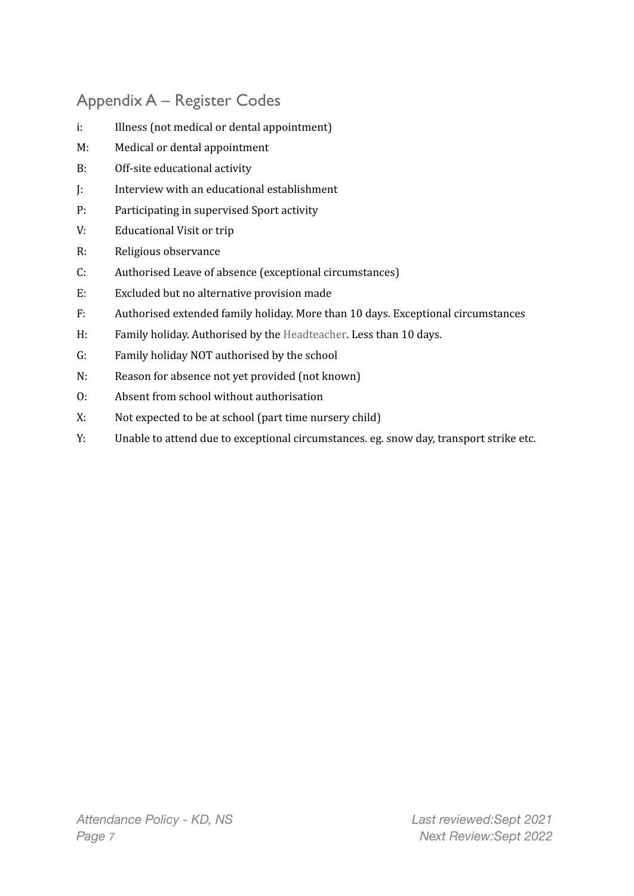## Appendix A – Register Codes

i: Illness (not medical or dental appointment)

M: Medical or dental appointment

B: Off-site educational activity

J: Interview with an educational establishment

P: Participating in supervised Sport activity

V: Educational Visit or trip

R: Religious observance

C: Authorised Leave of absence (exceptional circumstances)

E: Excluded but no alternative provision made

F: Authorised extended family holiday. More than 10 days. Exceptional circumstances

H: Family holiday. Authorised by the Headteacher. Less than 10 days.

G: Family holiday NOT authorised by the school

N: Reason for absence not yet provided (not known)

O: Absent from school without authorisation

X: Not expected to be at school (part time nursery child)

Y: Unable to attend due to exceptional circumstances. eg. snow day, transport strike etc.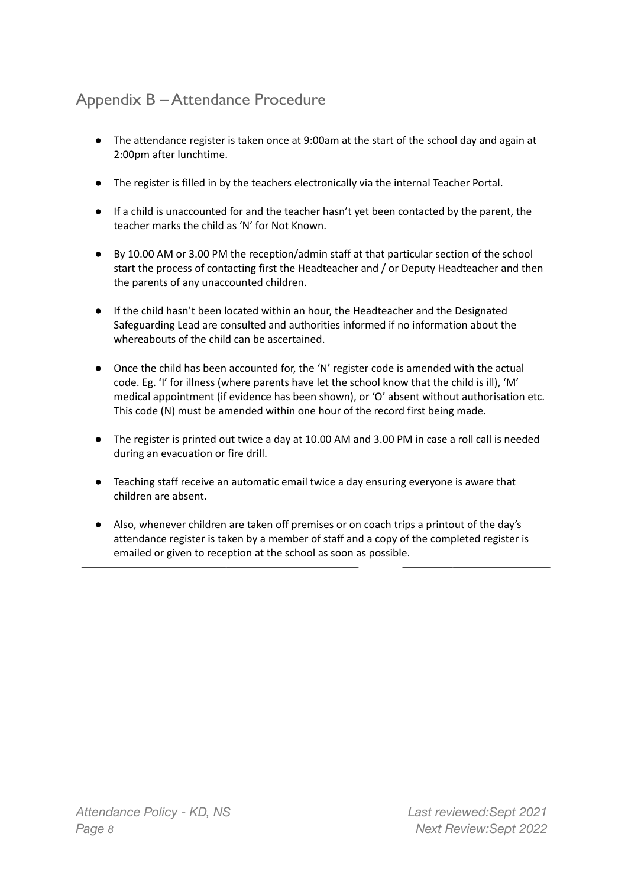## Appendix B – Attendance Procedure

- The attendance register is taken once at 9:00am at the start of the school day and again at 2:00pm after lunchtime.
- The register is filled in by the teachers electronically via the internal Teacher Portal.
- If a child is unaccounted for and the teacher hasn't yet been contacted by the parent, the teacher marks the child as 'N' for Not Known.
- By 10.00 AM or 3.00 PM the reception/admin staff at that particular section of the school start the process of contacting first the Headteacher and / or Deputy Headteacher and then the parents of any unaccounted children.
- If the child hasn't been located within an hour, the Headteacher and the Designated Safeguarding Lead are consulted and authorities informed if no information about the whereabouts of the child can be ascertained.
- Once the child has been accounted for, the 'N' register code is amended with the actual code. Eg. 'I' for illness (where parents have let the school know that the child is ill), 'M' medical appointment (if evidence has been shown), or 'O' absent without authorisation etc. This code (N) must be amended within one hour of the record first being made.
- The register is printed out twice a day at 10.00 AM and 3.00 PM in case a roll call is needed during an evacuation or fire drill.
- Teaching staff receive an automatic email twice a day ensuring everyone is aware that children are absent.
- Also, whenever children are taken off premises or on coach trips a printout of the day's attendance register is taken by a member of staff and a copy of the completed register is emailed or given to reception at the school as soon as possible.